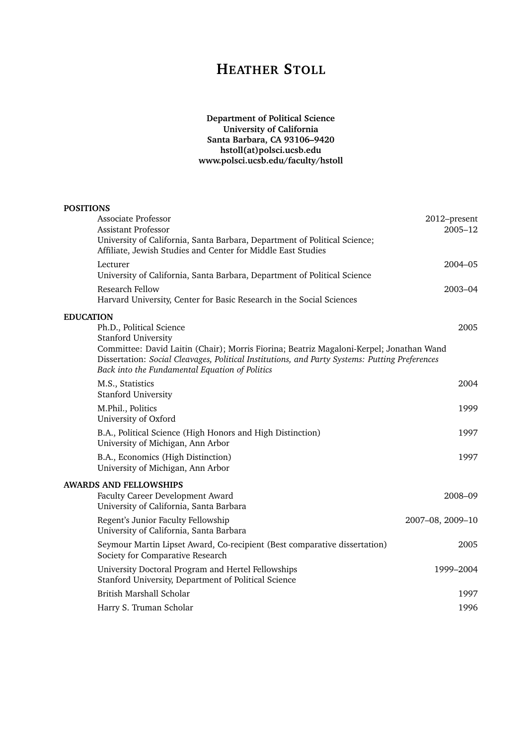# Heather Stoll

**Department of Political Science**
**University of California**
**Santa Barbara, CA 93106–9420**
**hstoll(at)polsci.ucsb.edu**
**www.polsci.ucsb.edu/faculty/hstoll**

## POSITIONS

Associate Professor — 2012–present
Assistant Professor — 2005–12
University of California, Santa Barbara, Department of Political Science;
Affiliate, Jewish Studies and Center for Middle East Studies

Lecturer — 2004–05
University of California, Santa Barbara, Department of Political Science

Research Fellow — 2003–04
Harvard University, Center for Basic Research in the Social Sciences

## EDUCATION

Ph.D., Political Science — 2005
Stanford University
Committee: David Laitin (Chair); Morris Fiorina; Beatriz Magaloni-Kerpel; Jonathan Wand
Dissertation: *Social Cleavages, Political Institutions, and Party Systems: Putting Preferences Back into the Fundamental Equation of Politics*

M.S., Statistics — 2004
Stanford University

M.Phil., Politics — 1999
University of Oxford

B.A., Political Science (High Honors and High Distinction) — 1997
University of Michigan, Ann Arbor

B.A., Economics (High Distinction) — 1997
University of Michigan, Ann Arbor

## AWARDS AND FELLOWSHIPS

Faculty Career Development Award — 2008–09
University of California, Santa Barbara

Regent's Junior Faculty Fellowship — 2007–08, 2009–10
University of California, Santa Barbara

Seymour Martin Lipset Award, Co-recipient (Best comparative dissertation) — 2005
Society for Comparative Research

University Doctoral Program and Hertel Fellowships — 1999–2004
Stanford University, Department of Political Science

British Marshall Scholar — 1997

Harry S. Truman Scholar — 1996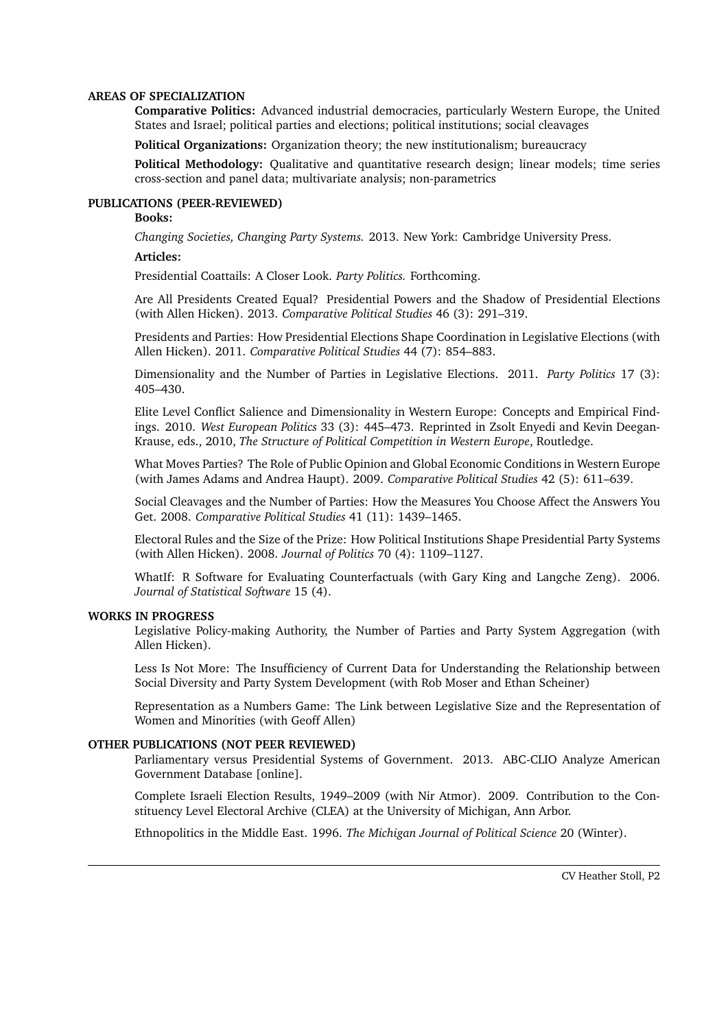## AREAS OF SPECIALIZATION

**Comparative Politics:** Advanced industrial democracies, particularly Western Europe, the United States and Israel; political parties and elections; political institutions; social cleavages

**Political Organizations:** Organization theory; the new institutionalism; bureaucracy

**Political Methodology:** Qualitative and quantitative research design; linear models; time series cross-section and panel data; multivariate analysis; non-parametrics

## PUBLICATIONS (PEER-REVIEWED)

### Books:

*Changing Societies, Changing Party Systems.* 2013. New York: Cambridge University Press.

### Articles:

Presidential Coattails: A Closer Look. *Party Politics.* Forthcoming.

Are All Presidents Created Equal? Presidential Powers and the Shadow of Presidential Elections (with Allen Hicken). 2013. *Comparative Political Studies* 46 (3): 291–319.

Presidents and Parties: How Presidential Elections Shape Coordination in Legislative Elections (with Allen Hicken). 2011. *Comparative Political Studies* 44 (7): 854–883.

Dimensionality and the Number of Parties in Legislative Elections. 2011. *Party Politics* 17 (3): 405–430.

Elite Level Conflict Salience and Dimensionality in Western Europe: Concepts and Empirical Findings. 2010. *West European Politics* 33 (3): 445–473. Reprinted in Zsolt Enyedi and Kevin Deegan-Krause, eds., 2010, *The Structure of Political Competition in Western Europe*, Routledge.

What Moves Parties? The Role of Public Opinion and Global Economic Conditions in Western Europe (with James Adams and Andrea Haupt). 2009. *Comparative Political Studies* 42 (5): 611–639.

Social Cleavages and the Number of Parties: How the Measures You Choose Affect the Answers You Get. 2008. *Comparative Political Studies* 41 (11): 1439–1465.

Electoral Rules and the Size of the Prize: How Political Institutions Shape Presidential Party Systems (with Allen Hicken). 2008. *Journal of Politics* 70 (4): 1109–1127.

WhatIf: R Software for Evaluating Counterfactuals (with Gary King and Langche Zeng). 2006. *Journal of Statistical Software* 15 (4).

## WORKS IN PROGRESS

Legislative Policy-making Authority, the Number of Parties and Party System Aggregation (with Allen Hicken).

Less Is Not More: The Insufficiency of Current Data for Understanding the Relationship between Social Diversity and Party System Development (with Rob Moser and Ethan Scheiner)

Representation as a Numbers Game: The Link between Legislative Size and the Representation of Women and Minorities (with Geoff Allen)

## OTHER PUBLICATIONS (NOT PEER REVIEWED)

Parliamentary versus Presidential Systems of Government. 2013. ABC-CLIO Analyze American Government Database [online].

Complete Israeli Election Results, 1949–2009 (with Nir Atmor). 2009. Contribution to the Constituency Level Electoral Archive (CLEA) at the University of Michigan, Ann Arbor.

Ethnopolitics in the Middle East. 1996. *The Michigan Journal of Political Science* 20 (Winter).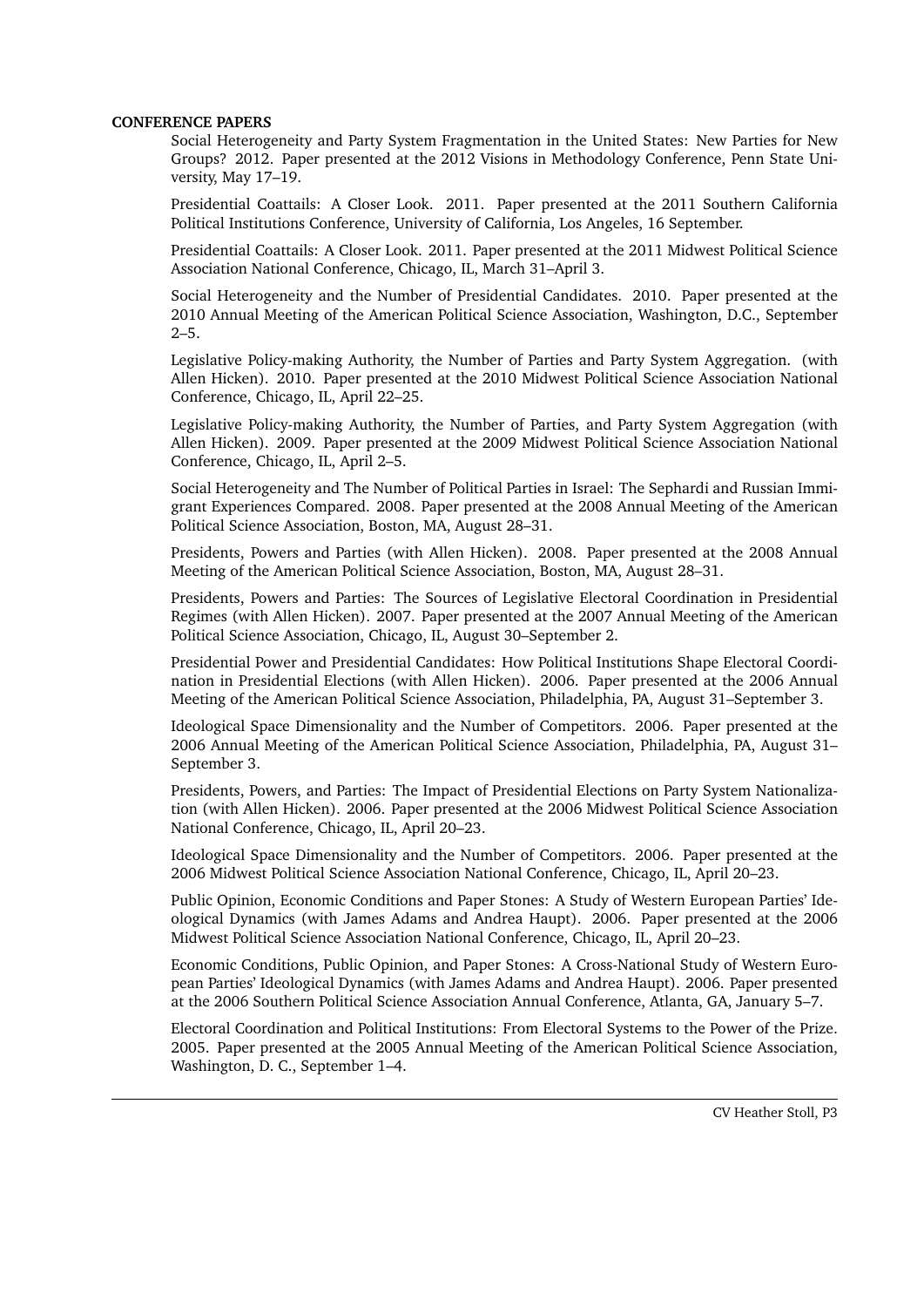**CONFERENCE PAPERS**

Social Heterogeneity and Party System Fragmentation in the United States: New Parties for New Groups? 2012. Paper presented at the 2012 Visions in Methodology Conference, Penn State University, May 17–19.

Presidential Coattails: A Closer Look. 2011. Paper presented at the 2011 Southern California Political Institutions Conference, University of California, Los Angeles, 16 September.

Presidential Coattails: A Closer Look. 2011. Paper presented at the 2011 Midwest Political Science Association National Conference, Chicago, IL, March 31–April 3.

Social Heterogeneity and the Number of Presidential Candidates. 2010. Paper presented at the 2010 Annual Meeting of the American Political Science Association, Washington, D.C., September 2–5.

Legislative Policy-making Authority, the Number of Parties and Party System Aggregation. (with Allen Hicken). 2010. Paper presented at the 2010 Midwest Political Science Association National Conference, Chicago, IL, April 22–25.

Legislative Policy-making Authority, the Number of Parties, and Party System Aggregation (with Allen Hicken). 2009. Paper presented at the 2009 Midwest Political Science Association National Conference, Chicago, IL, April 2–5.

Social Heterogeneity and The Number of Political Parties in Israel: The Sephardi and Russian Immigrant Experiences Compared. 2008. Paper presented at the 2008 Annual Meeting of the American Political Science Association, Boston, MA, August 28–31.

Presidents, Powers and Parties (with Allen Hicken). 2008. Paper presented at the 2008 Annual Meeting of the American Political Science Association, Boston, MA, August 28–31.

Presidents, Powers and Parties: The Sources of Legislative Electoral Coordination in Presidential Regimes (with Allen Hicken). 2007. Paper presented at the 2007 Annual Meeting of the American Political Science Association, Chicago, IL, August 30–September 2.

Presidential Power and Presidential Candidates: How Political Institutions Shape Electoral Coordination in Presidential Elections (with Allen Hicken). 2006. Paper presented at the 2006 Annual Meeting of the American Political Science Association, Philadelphia, PA, August 31–September 3.

Ideological Space Dimensionality and the Number of Competitors. 2006. Paper presented at the 2006 Annual Meeting of the American Political Science Association, Philadelphia, PA, August 31–September 3.

Presidents, Powers, and Parties: The Impact of Presidential Elections on Party System Nationalization (with Allen Hicken). 2006. Paper presented at the 2006 Midwest Political Science Association National Conference, Chicago, IL, April 20–23.

Ideological Space Dimensionality and the Number of Competitors. 2006. Paper presented at the 2006 Midwest Political Science Association National Conference, Chicago, IL, April 20–23.

Public Opinion, Economic Conditions and Paper Stones: A Study of Western European Parties' Ideological Dynamics (with James Adams and Andrea Haupt). 2006. Paper presented at the 2006 Midwest Political Science Association National Conference, Chicago, IL, April 20–23.

Economic Conditions, Public Opinion, and Paper Stones: A Cross-National Study of Western European Parties' Ideological Dynamics (with James Adams and Andrea Haupt). 2006. Paper presented at the 2006 Southern Political Science Association Annual Conference, Atlanta, GA, January 5–7.

Electoral Coordination and Political Institutions: From Electoral Systems to the Power of the Prize. 2005. Paper presented at the 2005 Annual Meeting of the American Political Science Association, Washington, D. C., September 1–4.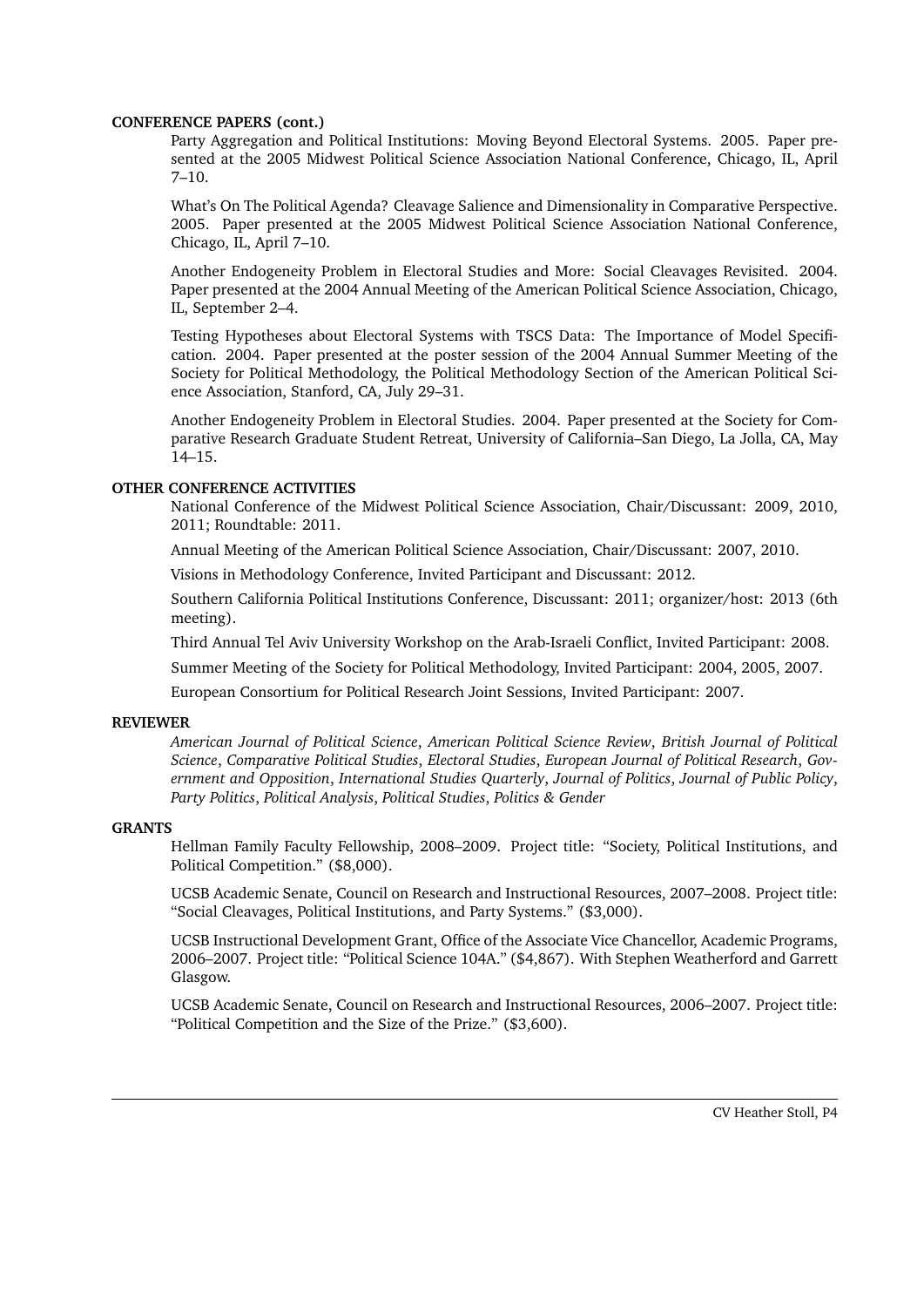## CONFERENCE PAPERS (cont.)

Party Aggregation and Political Institutions: Moving Beyond Electoral Systems. 2005. Paper presented at the 2005 Midwest Political Science Association National Conference, Chicago, IL, April 7–10.

What's On The Political Agenda? Cleavage Salience and Dimensionality in Comparative Perspective. 2005. Paper presented at the 2005 Midwest Political Science Association National Conference, Chicago, IL, April 7–10.

Another Endogeneity Problem in Electoral Studies and More: Social Cleavages Revisited. 2004. Paper presented at the 2004 Annual Meeting of the American Political Science Association, Chicago, IL, September 2–4.

Testing Hypotheses about Electoral Systems with TSCS Data: The Importance of Model Specification. 2004. Paper presented at the poster session of the 2004 Annual Summer Meeting of the Society for Political Methodology, the Political Methodology Section of the American Political Science Association, Stanford, CA, July 29–31.

Another Endogeneity Problem in Electoral Studies. 2004. Paper presented at the Society for Comparative Research Graduate Student Retreat, University of California–San Diego, La Jolla, CA, May 14–15.

## OTHER CONFERENCE ACTIVITIES

National Conference of the Midwest Political Science Association, Chair/Discussant: 2009, 2010, 2011; Roundtable: 2011.

Annual Meeting of the American Political Science Association, Chair/Discussant: 2007, 2010.

Visions in Methodology Conference, Invited Participant and Discussant: 2012.

Southern California Political Institutions Conference, Discussant: 2011; organizer/host: 2013 (6th meeting).

Third Annual Tel Aviv University Workshop on the Arab-Israeli Conflict, Invited Participant: 2008.

Summer Meeting of the Society for Political Methodology, Invited Participant: 2004, 2005, 2007.

European Consortium for Political Research Joint Sessions, Invited Participant: 2007.

## REVIEWER

*American Journal of Political Science*, *American Political Science Review*, *British Journal of Political Science*, *Comparative Political Studies*, *Electoral Studies*, *European Journal of Political Research*, *Government and Opposition*, *International Studies Quarterly*, *Journal of Politics*, *Journal of Public Policy*, *Party Politics*, *Political Analysis*, *Political Studies*, *Politics & Gender*

## GRANTS

Hellman Family Faculty Fellowship, 2008–2009. Project title: "Society, Political Institutions, and Political Competition." ($8,000).

UCSB Academic Senate, Council on Research and Instructional Resources, 2007–2008. Project title: "Social Cleavages, Political Institutions, and Party Systems." ($3,000).

UCSB Instructional Development Grant, Office of the Associate Vice Chancellor, Academic Programs, 2006–2007. Project title: "Political Science 104A." ($4,867). With Stephen Weatherford and Garrett Glasgow.

UCSB Academic Senate, Council on Research and Instructional Resources, 2006–2007. Project title: "Political Competition and the Size of the Prize." ($3,600).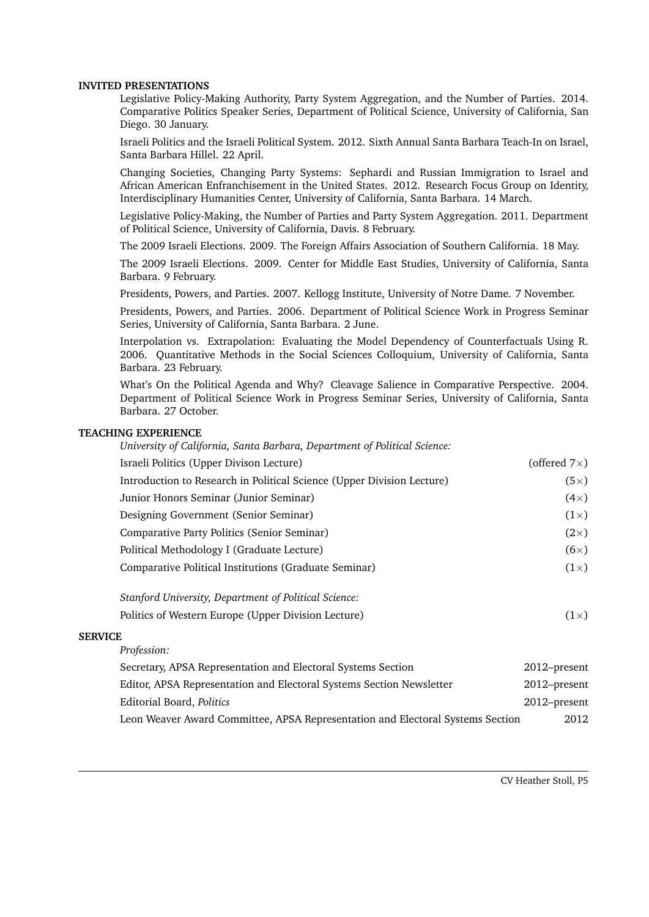**INVITED PRESENTATIONS**

Legislative Policy-Making Authority, Party System Aggregation, and the Number of Parties. 2014. Comparative Politics Speaker Series, Department of Political Science, University of California, San Diego. 30 January.

Israeli Politics and the Israeli Political System. 2012. Sixth Annual Santa Barbara Teach-In on Israel, Santa Barbara Hillel. 22 April.

Changing Societies, Changing Party Systems: Sephardi and Russian Immigration to Israel and African American Enfranchisement in the United States. 2012. Research Focus Group on Identity, Interdisciplinary Humanities Center, University of California, Santa Barbara. 14 March.

Legislative Policy-Making, the Number of Parties and Party System Aggregation. 2011. Department of Political Science, University of California, Davis. 8 February.

The 2009 Israeli Elections. 2009. The Foreign Affairs Association of Southern California. 18 May.

The 2009 Israeli Elections. 2009. Center for Middle East Studies, University of California, Santa Barbara. 9 February.

Presidents, Powers, and Parties. 2007. Kellogg Institute, University of Notre Dame. 7 November.

Presidents, Powers, and Parties. 2006. Department of Political Science Work in Progress Seminar Series, University of California, Santa Barbara. 2 June.

Interpolation vs. Extrapolation: Evaluating the Model Dependency of Counterfactuals Using R. 2006. Quantitative Methods in the Social Sciences Colloquium, University of California, Santa Barbara. 23 February.

What's On the Political Agenda and Why? Cleavage Salience in Comparative Perspective. 2004. Department of Political Science Work in Progress Seminar Series, University of California, Santa Barbara. 27 October.

**TEACHING EXPERIENCE**

*University of California, Santa Barbara, Department of Political Science:*

| Course | Times offered |
|---|---|
| Israeli Politics (Upper Divison Lecture) | (offered 7×) |
| Introduction to Research in Political Science (Upper Division Lecture) | (5×) |
| Junior Honors Seminar (Junior Seminar) | (4×) |
| Designing Government (Senior Seminar) | (1×) |
| Comparative Party Politics (Senior Seminar) | (2×) |
| Political Methodology I (Graduate Lecture) | (6×) |
| Comparative Political Institutions (Graduate Seminar) | (1×) |

*Stanford University, Department of Political Science:*

| Course | Times offered |
|---|---|
| Politics of Western Europe (Upper Division Lecture) | (1×) |

**SERVICE**

*Profession:*

| Role | Years |
|---|---|
| Secretary, APSA Representation and Electoral Systems Section | 2012–present |
| Editor, APSA Representation and Electoral Systems Section Newsletter | 2012–present |
| Editorial Board, *Politics* | 2012–present |
| Leon Weaver Award Committee, APSA Representation and Electoral Systems Section | 2012 |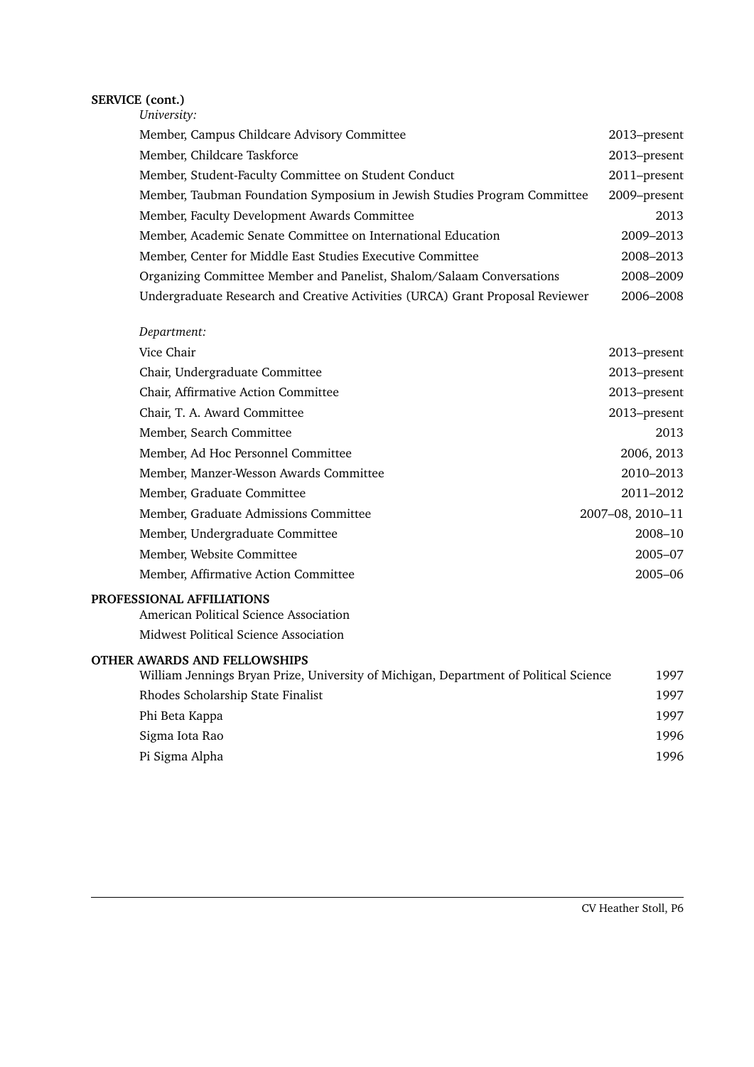**SERVICE (cont.)**

*University:*

| | |
|---|---|
| Member, Campus Childcare Advisory Committee | 2013–present |
| Member, Childcare Taskforce | 2013–present |
| Member, Student-Faculty Committee on Student Conduct | 2011–present |
| Member, Taubman Foundation Symposium in Jewish Studies Program Committee | 2009–present |
| Member, Faculty Development Awards Committee | 2013 |
| Member, Academic Senate Committee on International Education | 2009–2013 |
| Member, Center for Middle East Studies Executive Committee | 2008–2013 |
| Organizing Committee Member and Panelist, Shalom/Salaam Conversations | 2008–2009 |
| Undergraduate Research and Creative Activities (URCA) Grant Proposal Reviewer | 2006–2008 |

*Department:*

| | |
|---|---|
| Vice Chair | 2013–present |
| Chair, Undergraduate Committee | 2013–present |
| Chair, Affirmative Action Committee | 2013–present |
| Chair, T. A. Award Committee | 2013–present |
| Member, Search Committee | 2013 |
| Member, Ad Hoc Personnel Committee | 2006, 2013 |
| Member, Manzer-Wesson Awards Committee | 2010–2013 |
| Member, Graduate Committee | 2011–2012 |
| Member, Graduate Admissions Committee | 2007–08, 2010–11 |
| Member, Undergraduate Committee | 2008–10 |
| Member, Website Committee | 2005–07 |
| Member, Affirmative Action Committee | 2005–06 |

**PROFESSIONAL AFFILIATIONS**

American Political Science Association

Midwest Political Science Association

**OTHER AWARDS AND FELLOWSHIPS**

| | |
|---|---|
| William Jennings Bryan Prize, University of Michigan, Department of Political Science | 1997 |
| Rhodes Scholarship State Finalist | 1997 |
| Phi Beta Kappa | 1997 |
| Sigma Iota Rao | 1996 |
| Pi Sigma Alpha | 1996 |